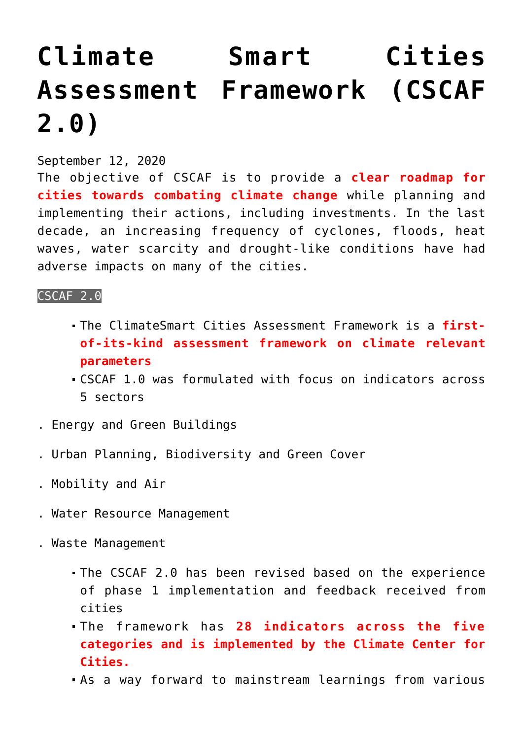# Climate Smart Cities Assessment Framework (CSCAF 2.0)

September 12, 2020

The objective of CSCAF is to provide a **clear roadmap for cities towards combating climate change** while planning and implementing their actions, including investments. In the last decade, an increasing frequency of cyclones, floods, heat waves, water scarcity and drought-like conditions have had adverse impacts on many of the cities.

CSCAF 2.0

- The ClimateSmart Cities Assessment Framework is a **first-of-its-kind assessment framework on climate relevant parameters**
- CSCAF 1.0 was formulated with focus on indicators across 5 sectors

. Energy and Green Buildings

. Urban Planning, Biodiversity and Green Cover

. Mobility and Air

. Water Resource Management

. Waste Management

- The CSCAF 2.0 has been revised based on the experience of phase 1 implementation and feedback received from cities
- The framework has **28 indicators across the five categories and is implemented by the Climate Center for Cities.**
- As a way forward to mainstream learnings from various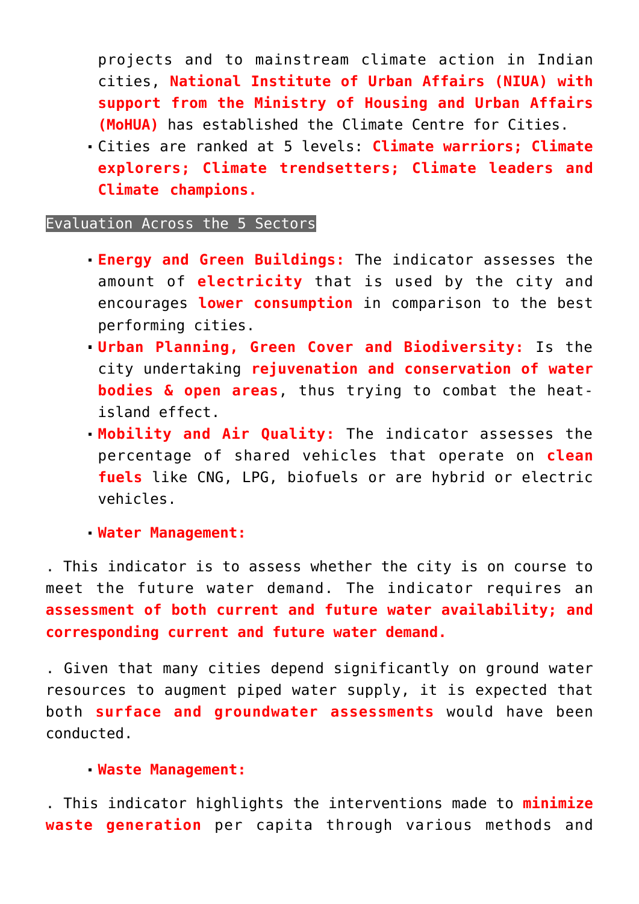projects and to mainstream climate action in Indian cities, **National Institute of Urban Affairs (NIUA) with support from the Ministry of Housing and Urban Affairs (MoHUA)** has established the Climate Centre for Cities.
- Cities are ranked at 5 levels: **Climate warriors; Climate explorers; Climate trendsetters; Climate leaders and Climate champions.**

## Evaluation Across the 5 Sectors

- **Energy and Green Buildings:** The indicator assesses the amount of **electricity** that is used by the city and encourages **lower consumption** in comparison to the best performing cities.
- **Urban Planning, Green Cover and Biodiversity:** Is the city undertaking **rejuvenation and conservation of water bodies & open areas**, thus trying to combat the heat-island effect.
- **Mobility and Air Quality:** The indicator assesses the percentage of shared vehicles that operate on **clean fuels** like CNG, LPG, biofuels or are hybrid or electric vehicles.
- **Water Management:**

. This indicator is to assess whether the city is on course to meet the future water demand. The indicator requires an **assessment of both current and future water availability; and corresponding current and future water demand.**

. Given that many cities depend significantly on ground water resources to augment piped water supply, it is expected that both **surface and groundwater assessments** would have been conducted.

- **Waste Management:**

. This indicator highlights the interventions made to **minimize waste generation** per capita through various methods and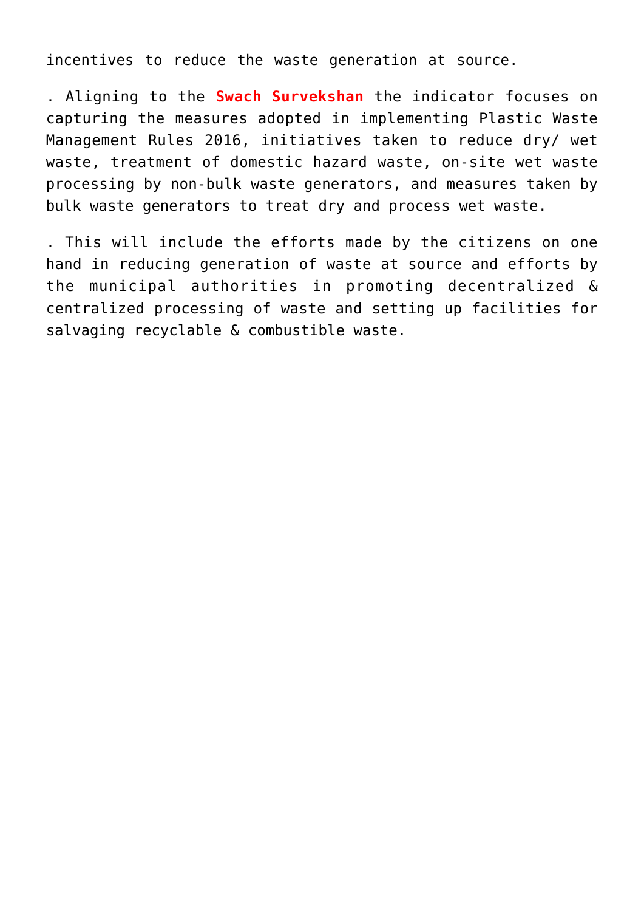incentives to reduce the waste generation at source.

. Aligning to the **Swach Survekshan** the indicator focuses on capturing the measures adopted in implementing Plastic Waste Management Rules 2016, initiatives taken to reduce dry/ wet waste, treatment of domestic hazard waste, on-site wet waste processing by non-bulk waste generators, and measures taken by bulk waste generators to treat dry and process wet waste.

. This will include the efforts made by the citizens on one hand in reducing generation of waste at source and efforts by the municipal authorities in promoting decentralized & centralized processing of waste and setting up facilities for salvaging recyclable & combustible waste.